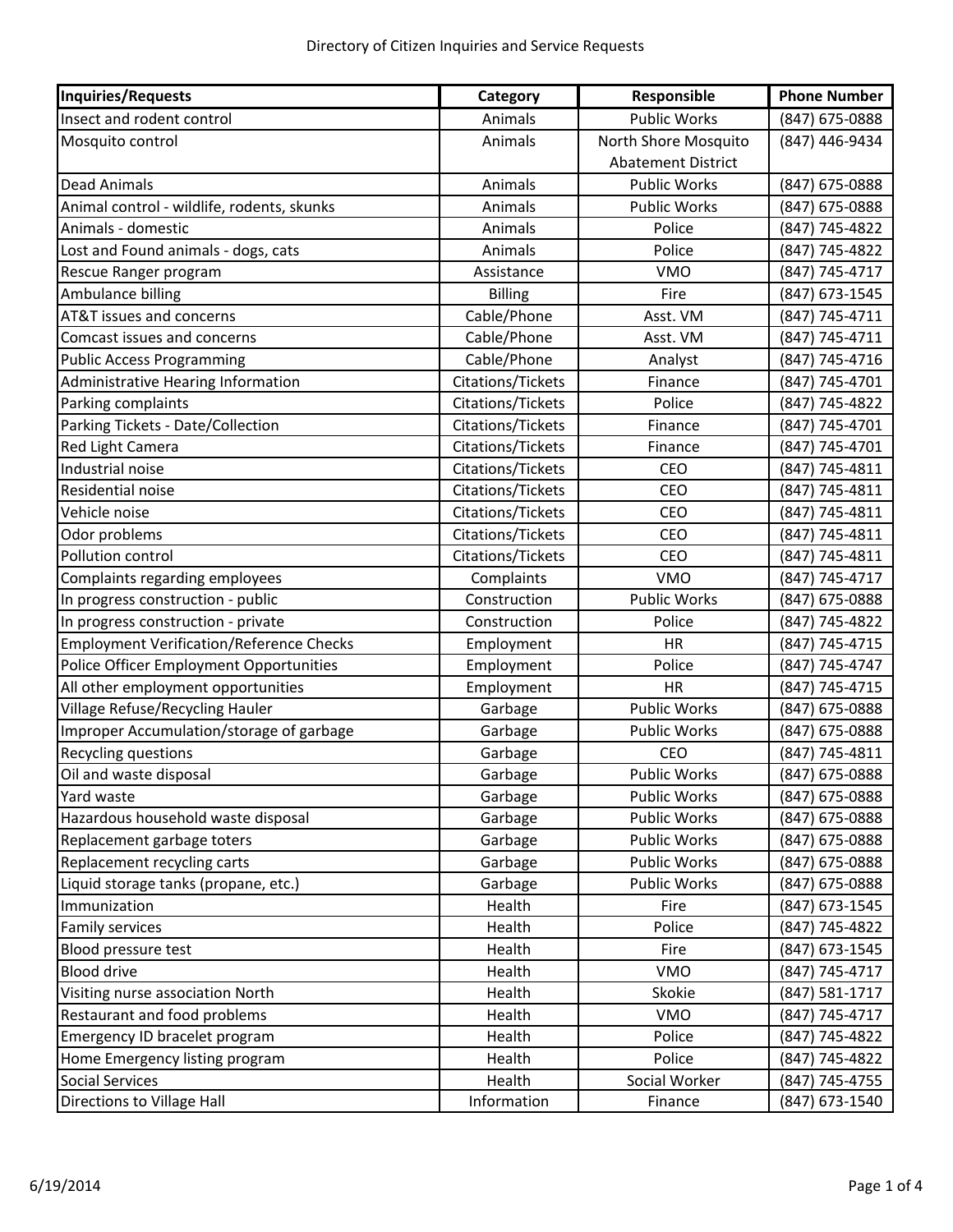# Directory of Citizen Inquiries and Service Requests

| Inquiries/Requests | Category | Responsible | Phone Number |
|---|---|---|---|
| Insect and rodent control | Animals | Public Works | (847) 675-0888 |
| Mosquito control | Animals | North Shore Mosquito Abatement District | (847) 446-9434 |
| Dead Animals | Animals | Public Works | (847) 675-0888 |
| Animal control - wildlife, rodents, skunks | Animals | Public Works | (847) 675-0888 |
| Animals - domestic | Animals | Police | (847) 745-4822 |
| Lost and Found animals - dogs, cats | Animals | Police | (847) 745-4822 |
| Rescue Ranger program | Assistance | VMO | (847) 745-4717 |
| Ambulance billing | Billing | Fire | (847) 673-1545 |
| AT&T issues and concerns | Cable/Phone | Asst. VM | (847) 745-4711 |
| Comcast issues and concerns | Cable/Phone | Asst. VM | (847) 745-4711 |
| Public Access Programming | Cable/Phone | Analyst | (847) 745-4716 |
| Administrative Hearing Information | Citations/Tickets | Finance | (847) 745-4701 |
| Parking complaints | Citations/Tickets | Police | (847) 745-4822 |
| Parking Tickets - Date/Collection | Citations/Tickets | Finance | (847) 745-4701 |
| Red Light Camera | Citations/Tickets | Finance | (847) 745-4701 |
| Industrial noise | Citations/Tickets | CEO | (847) 745-4811 |
| Residential noise | Citations/Tickets | CEO | (847) 745-4811 |
| Vehicle noise | Citations/Tickets | CEO | (847) 745-4811 |
| Odor problems | Citations/Tickets | CEO | (847) 745-4811 |
| Pollution control | Citations/Tickets | CEO | (847) 745-4811 |
| Complaints regarding employees | Complaints | VMO | (847) 745-4717 |
| In progress construction - public | Construction | Public Works | (847) 675-0888 |
| In progress construction - private | Construction | Police | (847) 745-4822 |
| Employment Verification/Reference Checks | Employment | HR | (847) 745-4715 |
| Police Officer Employment Opportunities | Employment | Police | (847) 745-4747 |
| All other employment opportunities | Employment | HR | (847) 745-4715 |
| Village Refuse/Recycling Hauler | Garbage | Public Works | (847) 675-0888 |
| Improper Accumulation/storage of garbage | Garbage | Public Works | (847) 675-0888 |
| Recycling questions | Garbage | CEO | (847) 745-4811 |
| Oil and waste disposal | Garbage | Public Works | (847) 675-0888 |
| Yard waste | Garbage | Public Works | (847) 675-0888 |
| Hazardous household waste disposal | Garbage | Public Works | (847) 675-0888 |
| Replacement garbage toters | Garbage | Public Works | (847) 675-0888 |
| Replacement recycling carts | Garbage | Public Works | (847) 675-0888 |
| Liquid storage tanks (propane, etc.) | Garbage | Public Works | (847) 675-0888 |
| Immunization | Health | Fire | (847) 673-1545 |
| Family services | Health | Police | (847) 745-4822 |
| Blood pressure test | Health | Fire | (847) 673-1545 |
| Blood drive | Health | VMO | (847) 745-4717 |
| Visiting nurse association North | Health | Skokie | (847) 581-1717 |
| Restaurant and food problems | Health | VMO | (847) 745-4717 |
| Emergency ID bracelet program | Health | Police | (847) 745-4822 |
| Home Emergency listing program | Health | Police | (847) 745-4822 |
| Social Services | Health | Social Worker | (847) 745-4755 |
| Directions to Village Hall | Information | Finance | (847) 673-1540 |

6/19/2014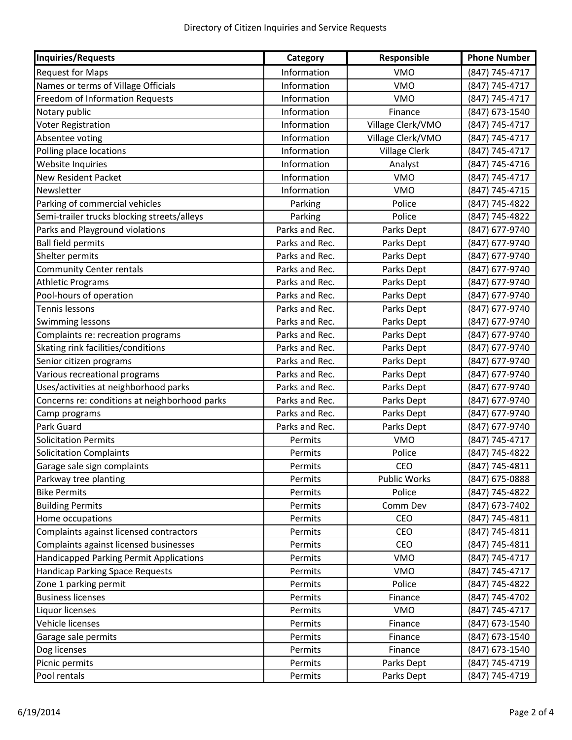Directory of Citizen Inquiries and Service Requests

| Inquiries/Requests | Category | Responsible | Phone Number |
|---|---|---|---|
| Request for Maps | Information | VMO | (847) 745-4717 |
| Names or terms of Village Officials | Information | VMO | (847) 745-4717 |
| Freedom of Information Requests | Information | VMO | (847) 745-4717 |
| Notary public | Information | Finance | (847) 673-1540 |
| Voter Registration | Information | Village Clerk/VMO | (847) 745-4717 |
| Absentee voting | Information | Village Clerk/VMO | (847) 745-4717 |
| Polling place locations | Information | Village Clerk | (847) 745-4717 |
| Website Inquiries | Information | Analyst | (847) 745-4716 |
| New Resident Packet | Information | VMO | (847) 745-4717 |
| Newsletter | Information | VMO | (847) 745-4715 |
| Parking of commercial vehicles | Parking | Police | (847) 745-4822 |
| Semi-trailer trucks blocking streets/alleys | Parking | Police | (847) 745-4822 |
| Parks and Playground violations | Parks and Rec. | Parks Dept | (847) 677-9740 |
| Ball field permits | Parks and Rec. | Parks Dept | (847) 677-9740 |
| Shelter permits | Parks and Rec. | Parks Dept | (847) 677-9740 |
| Community Center rentals | Parks and Rec. | Parks Dept | (847) 677-9740 |
| Athletic Programs | Parks and Rec. | Parks Dept | (847) 677-9740 |
| Pool-hours of operation | Parks and Rec. | Parks Dept | (847) 677-9740 |
| Tennis lessons | Parks and Rec. | Parks Dept | (847) 677-9740 |
| Swimming lessons | Parks and Rec. | Parks Dept | (847) 677-9740 |
| Complaints re: recreation programs | Parks and Rec. | Parks Dept | (847) 677-9740 |
| Skating rink facilities/conditions | Parks and Rec. | Parks Dept | (847) 677-9740 |
| Senior citizen programs | Parks and Rec. | Parks Dept | (847) 677-9740 |
| Various recreational programs | Parks and Rec. | Parks Dept | (847) 677-9740 |
| Uses/activities at neighborhood parks | Parks and Rec. | Parks Dept | (847) 677-9740 |
| Concerns re: conditions at neighborhood parks | Parks and Rec. | Parks Dept | (847) 677-9740 |
| Camp programs | Parks and Rec. | Parks Dept | (847) 677-9740 |
| Park Guard | Parks and Rec. | Parks Dept | (847) 677-9740 |
| Solicitation Permits | Permits | VMO | (847) 745-4717 |
| Solicitation Complaints | Permits | Police | (847) 745-4822 |
| Garage sale sign complaints | Permits | CEO | (847) 745-4811 |
| Parkway tree planting | Permits | Public Works | (847) 675-0888 |
| Bike Permits | Permits | Police | (847) 745-4822 |
| Building Permits | Permits | Comm Dev | (847) 673-7402 |
| Home occupations | Permits | CEO | (847) 745-4811 |
| Complaints against licensed contractors | Permits | CEO | (847) 745-4811 |
| Complaints against licensed businesses | Permits | CEO | (847) 745-4811 |
| Handicapped Parking Permit Applications | Permits | VMO | (847) 745-4717 |
| Handicap Parking Space Requests | Permits | VMO | (847) 745-4717 |
| Zone 1 parking permit | Permits | Police | (847) 745-4822 |
| Business licenses | Permits | Finance | (847) 745-4702 |
| Liquor licenses | Permits | VMO | (847) 745-4717 |
| Vehicle licenses | Permits | Finance | (847) 673-1540 |
| Garage sale permits | Permits | Finance | (847) 673-1540 |
| Dog licenses | Permits | Finance | (847) 673-1540 |
| Picnic permits | Permits | Parks Dept | (847) 745-4719 |
| Pool rentals | Permits | Parks Dept | (847) 745-4719 |

6/19/2014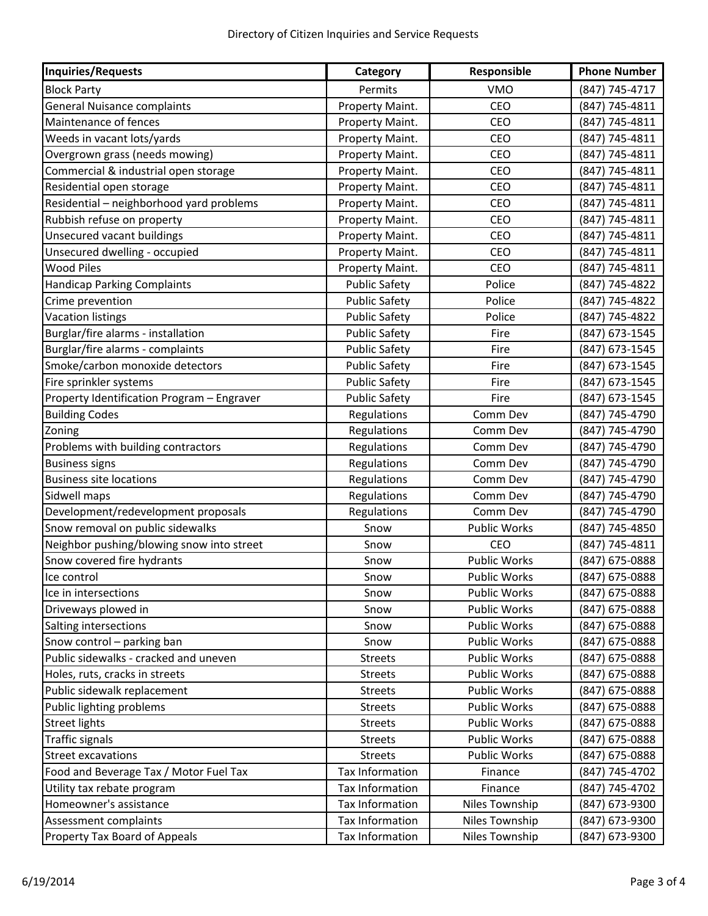Directory of Citizen Inquiries and Service Requests

| Inquiries/Requests | Category | Responsible | Phone Number |
|---|---|---|---|
| Block Party | Permits | VMO | (847) 745-4717 |
| General Nuisance complaints | Property Maint. | CEO | (847) 745-4811 |
| Maintenance of fences | Property Maint. | CEO | (847) 745-4811 |
| Weeds in vacant lots/yards | Property Maint. | CEO | (847) 745-4811 |
| Overgrown grass (needs mowing) | Property Maint. | CEO | (847) 745-4811 |
| Commercial & industrial open storage | Property Maint. | CEO | (847) 745-4811 |
| Residential open storage | Property Maint. | CEO | (847) 745-4811 |
| Residential – neighborhood yard problems | Property Maint. | CEO | (847) 745-4811 |
| Rubbish refuse on property | Property Maint. | CEO | (847) 745-4811 |
| Unsecured vacant buildings | Property Maint. | CEO | (847) 745-4811 |
| Unsecured dwelling - occupied | Property Maint. | CEO | (847) 745-4811 |
| Wood Piles | Property Maint. | CEO | (847) 745-4811 |
| Handicap Parking Complaints | Public Safety | Police | (847) 745-4822 |
| Crime prevention | Public Safety | Police | (847) 745-4822 |
| Vacation listings | Public Safety | Police | (847) 745-4822 |
| Burglar/fire alarms - installation | Public Safety | Fire | (847) 673-1545 |
| Burglar/fire alarms - complaints | Public Safety | Fire | (847) 673-1545 |
| Smoke/carbon monoxide detectors | Public Safety | Fire | (847) 673-1545 |
| Fire sprinkler systems | Public Safety | Fire | (847) 673-1545 |
| Property Identification Program – Engraver | Public Safety | Fire | (847) 673-1545 |
| Building Codes | Regulations | Comm Dev | (847) 745-4790 |
| Zoning | Regulations | Comm Dev | (847) 745-4790 |
| Problems with building contractors | Regulations | Comm Dev | (847) 745-4790 |
| Business signs | Regulations | Comm Dev | (847) 745-4790 |
| Business site locations | Regulations | Comm Dev | (847) 745-4790 |
| Sidwell maps | Regulations | Comm Dev | (847) 745-4790 |
| Development/redevelopment proposals | Regulations | Comm Dev | (847) 745-4790 |
| Snow removal on public sidewalks | Snow | Public Works | (847) 745-4850 |
| Neighbor pushing/blowing snow into street | Snow | CEO | (847) 745-4811 |
| Snow covered fire hydrants | Snow | Public Works | (847) 675-0888 |
| Ice control | Snow | Public Works | (847) 675-0888 |
| Ice in intersections | Snow | Public Works | (847) 675-0888 |
| Driveways plowed in | Snow | Public Works | (847) 675-0888 |
| Salting intersections | Snow | Public Works | (847) 675-0888 |
| Snow control – parking ban | Snow | Public Works | (847) 675-0888 |
| Public sidewalks - cracked and uneven | Streets | Public Works | (847) 675-0888 |
| Holes, ruts, cracks in streets | Streets | Public Works | (847) 675-0888 |
| Public sidewalk replacement | Streets | Public Works | (847) 675-0888 |
| Public lighting problems | Streets | Public Works | (847) 675-0888 |
| Street lights | Streets | Public Works | (847) 675-0888 |
| Traffic signals | Streets | Public Works | (847) 675-0888 |
| Street excavations | Streets | Public Works | (847) 675-0888 |
| Food and Beverage Tax / Motor Fuel Tax | Tax Information | Finance | (847) 745-4702 |
| Utility tax rebate program | Tax Information | Finance | (847) 745-4702 |
| Homeowner's assistance | Tax Information | Niles Township | (847) 673-9300 |
| Assessment complaints | Tax Information | Niles Township | (847) 673-9300 |
| Property Tax Board of Appeals | Tax Information | Niles Township | (847) 673-9300 |

6/19/2014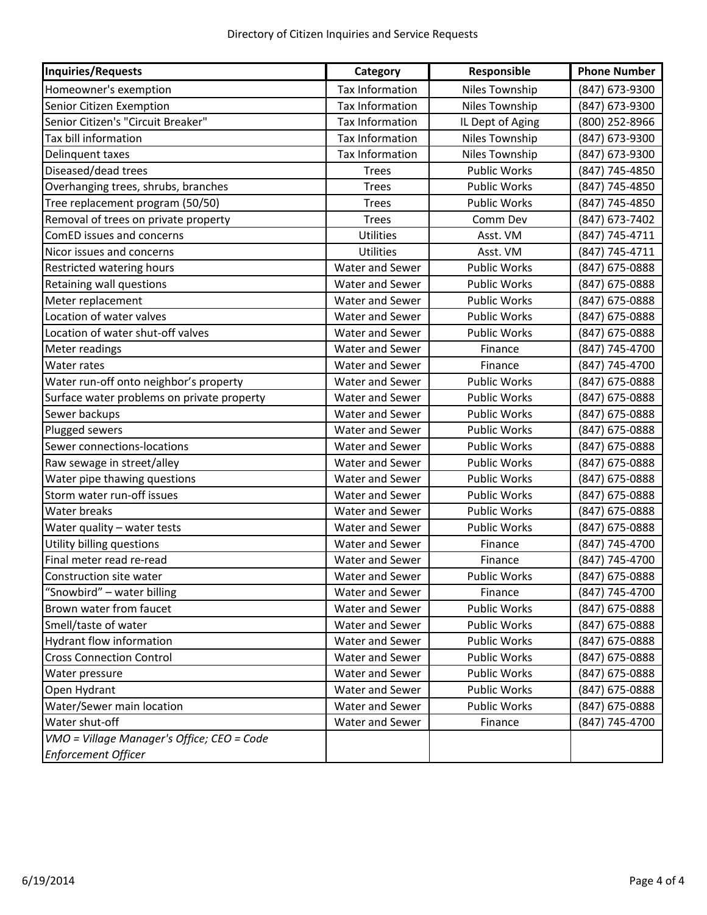Directory of Citizen Inquiries and Service Requests

| Inquiries/Requests | Category | Responsible | Phone Number |
|---|---|---|---|
| Homeowner's exemption | Tax Information | Niles Township | (847) 673-9300 |
| Senior Citizen Exemption | Tax Information | Niles Township | (847) 673-9300 |
| Senior Citizen's "Circuit Breaker" | Tax Information | IL Dept of Aging | (800) 252-8966 |
| Tax bill information | Tax Information | Niles Township | (847) 673-9300 |
| Delinquent taxes | Tax Information | Niles Township | (847) 673-9300 |
| Diseased/dead trees | Trees | Public Works | (847) 745-4850 |
| Overhanging trees, shrubs, branches | Trees | Public Works | (847) 745-4850 |
| Tree replacement program (50/50) | Trees | Public Works | (847) 745-4850 |
| Removal of trees on private property | Trees | Comm Dev | (847) 673-7402 |
| ComED issues and concerns | Utilities | Asst. VM | (847) 745-4711 |
| Nicor issues and concerns | Utilities | Asst. VM | (847) 745-4711 |
| Restricted watering hours | Water and Sewer | Public Works | (847) 675-0888 |
| Retaining wall questions | Water and Sewer | Public Works | (847) 675-0888 |
| Meter replacement | Water and Sewer | Public Works | (847) 675-0888 |
| Location of water valves | Water and Sewer | Public Works | (847) 675-0888 |
| Location of water shut-off valves | Water and Sewer | Public Works | (847) 675-0888 |
| Meter readings | Water and Sewer | Finance | (847) 745-4700 |
| Water rates | Water and Sewer | Finance | (847) 745-4700 |
| Water run-off onto neighbor's property | Water and Sewer | Public Works | (847) 675-0888 |
| Surface water problems on private property | Water and Sewer | Public Works | (847) 675-0888 |
| Sewer backups | Water and Sewer | Public Works | (847) 675-0888 |
| Plugged sewers | Water and Sewer | Public Works | (847) 675-0888 |
| Sewer connections-locations | Water and Sewer | Public Works | (847) 675-0888 |
| Raw sewage in street/alley | Water and Sewer | Public Works | (847) 675-0888 |
| Water pipe thawing questions | Water and Sewer | Public Works | (847) 675-0888 |
| Storm water run-off issues | Water and Sewer | Public Works | (847) 675-0888 |
| Water breaks | Water and Sewer | Public Works | (847) 675-0888 |
| Water quality – water tests | Water and Sewer | Public Works | (847) 675-0888 |
| Utility billing questions | Water and Sewer | Finance | (847) 745-4700 |
| Final meter read re-read | Water and Sewer | Finance | (847) 745-4700 |
| Construction site water | Water and Sewer | Public Works | (847) 675-0888 |
| "Snowbird" – water billing | Water and Sewer | Finance | (847) 745-4700 |
| Brown water from faucet | Water and Sewer | Public Works | (847) 675-0888 |
| Smell/taste of water | Water and Sewer | Public Works | (847) 675-0888 |
| Hydrant flow information | Water and Sewer | Public Works | (847) 675-0888 |
| Cross Connection Control | Water and Sewer | Public Works | (847) 675-0888 |
| Water pressure | Water and Sewer | Public Works | (847) 675-0888 |
| Open Hydrant | Water and Sewer | Public Works | (847) 675-0888 |
| Water/Sewer main location | Water and Sewer | Public Works | (847) 675-0888 |
| Water shut-off | Water and Sewer | Finance | (847) 745-4700 |
| *VMO = Village Manager's Office; CEO = Code Enforcement Officer* | | | |

6/19/2014